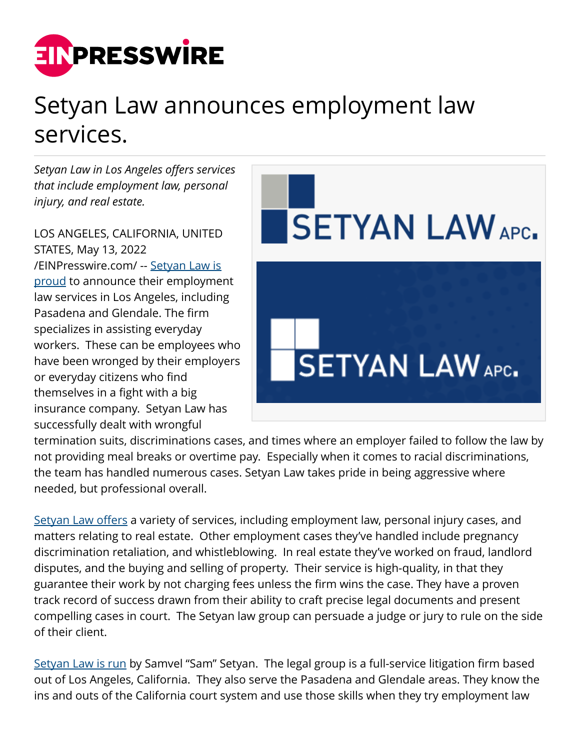# Setyan Law announces employment law services.

*Setyan Law in Los Angeles offers services that include employment law, personal injury, and real estate.*

LOS ANGELES, CALIFORNIA, UNITED STATES, May 13, 2022 /EINPresswire.com/ -- Setyan Law is proud to announce their employment law services in Los Angeles, including Pasadena and Glendale. The firm specializes in assisting everyday workers. These can be employees who have been wronged by their employers or everyday citizens who find themselves in a fight with a big insurance company. Setyan Law has successfully dealt with wrongful termination suits, discriminations cases, and times where an employer failed to follow the law by not providing meal breaks or overtime pay. Especially when it comes to racial discriminations, the team has handled numerous cases. Setyan Law takes pride in being aggressive where needed, but professional overall.

Setyan Law offers a variety of services, including employment law, personal injury cases, and matters relating to real estate. Other employment cases they've handled include pregnancy discrimination retaliation, and whistleblowing. In real estate they've worked on fraud, landlord disputes, and the buying and selling of property. Their service is high-quality, in that they guarantee their work by not charging fees unless the firm wins the case. They have a proven track record of success drawn from their ability to craft precise legal documents and present compelling cases in court. The Setyan law group can persuade a judge or jury to rule on the side of their client.

Setyan Law is run by Samvel "Sam" Setyan. The legal group is a full-service litigation firm based out of Los Angeles, California. They also serve the Pasadena and Glendale areas. They know the ins and outs of the California court system and use those skills when they try employment law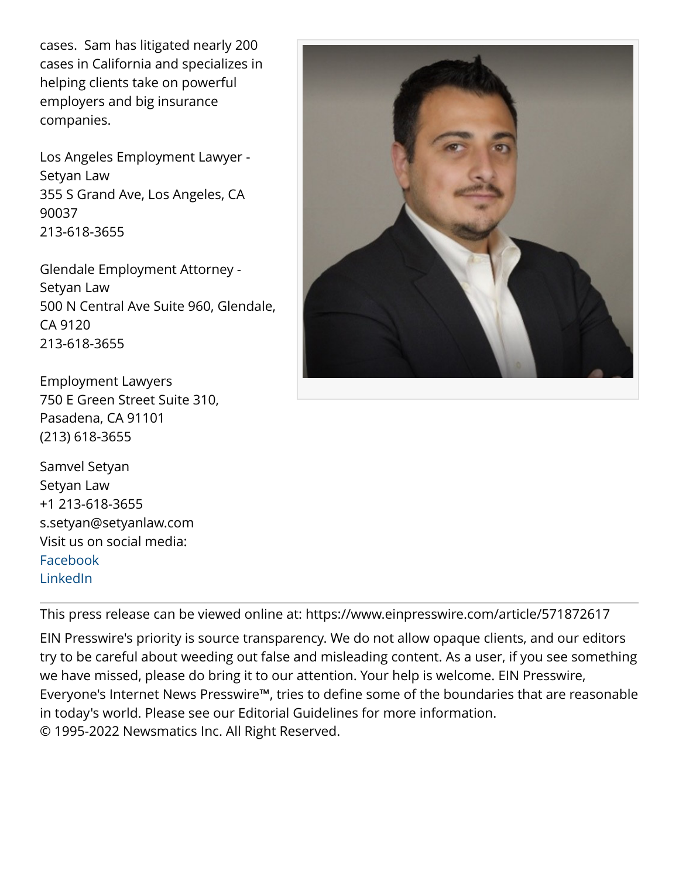cases.  Sam has litigated nearly 200 cases in California and specializes in helping clients take on powerful employers and big insurance companies.

Los Angeles Employment Lawyer - Setyan Law
355 S Grand Ave, Los Angeles, CA 90037
213-618-3655

Glendale Employment Attorney - Setyan Law
500 N Central Ave Suite 960, Glendale, CA 9120
213-618-3655

Employment Lawyers
750 E Green Street Suite 310,
Pasadena, CA 91101
(213) 618-3655

Samvel Setyan
Setyan Law
+1 213-618-3655
s.setyan@setyanlaw.com
Visit us on social media:
Facebook
LinkedIn

---

This press release can be viewed online at: https://www.einpresswire.com/article/571872617

EIN Presswire's priority is source transparency. We do not allow opaque clients, and our editors try to be careful about weeding out false and misleading content. As a user, if you see something we have missed, please do bring it to our attention. Your help is welcome. EIN Presswire, Everyone's Internet News Presswire™, tries to define some of the boundaries that are reasonable in today's world. Please see our Editorial Guidelines for more information.
© 1995-2022 Newsmatics Inc. All Right Reserved.